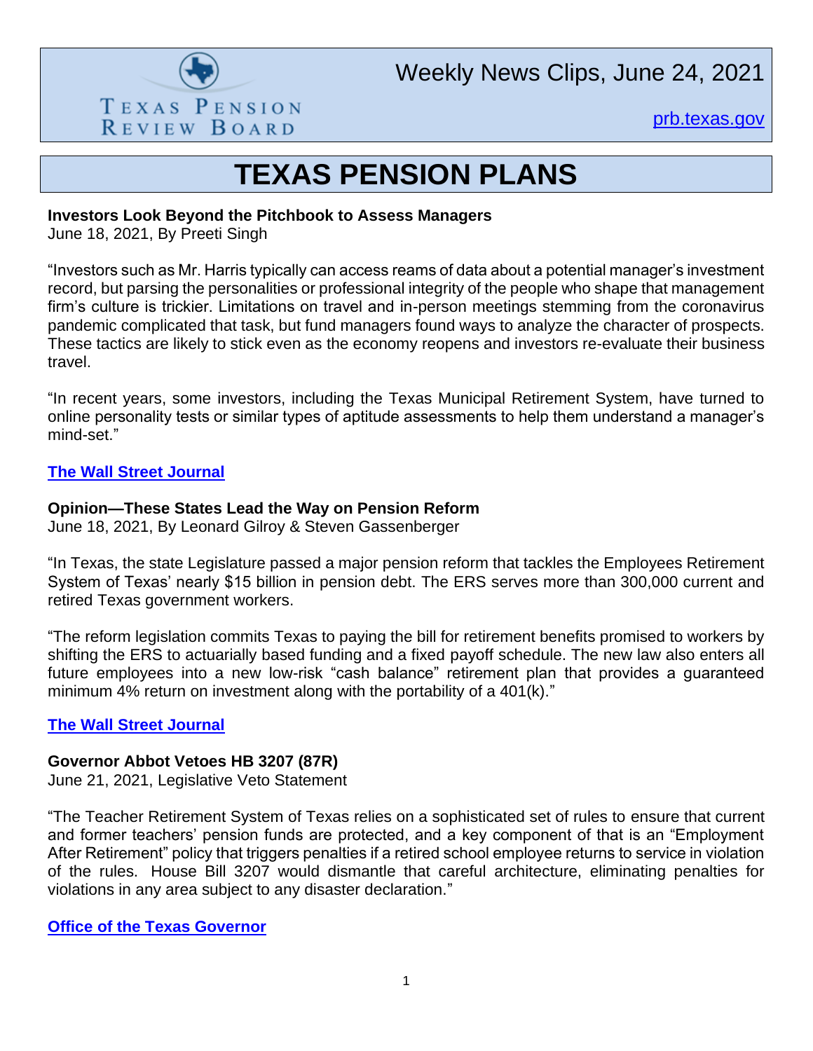Texas Pension Review Board

# Weekly News Clips, June 24, 2021

[prb.texas.gov](prb.texas.gov)

# TEXAS PENSION PLANS

**Investors Look Beyond the Pitchbook to Assess Managers**
June 18, 2021, By Preeti Singh

"Investors such as Mr. Harris typically can access reams of data about a potential manager's investment record, but parsing the personalities or professional integrity of the people who shape that management firm's culture is trickier. Limitations on travel and in-person meetings stemming from the coronavirus pandemic complicated that task, but fund managers found ways to analyze the character of prospects. These tactics are likely to stick even as the economy reopens and investors re-evaluate their business travel.

"In recent years, some investors, including the Texas Municipal Retirement System, have turned to online personality tests or similar types of aptitude assessments to help them understand a manager's mind-set."

**[The Wall Street Journal]()**

**Opinion—These States Lead the Way on Pension Reform**
June 18, 2021, By Leonard Gilroy & Steven Gassenberger

"In Texas, the state Legislature passed a major pension reform that tackles the Employees Retirement System of Texas' nearly $15 billion in pension debt. The ERS serves more than 300,000 current and retired Texas government workers.

"The reform legislation commits Texas to paying the bill for retirement benefits promised to workers by shifting the ERS to actuarially based funding and a fixed payoff schedule. The new law also enters all future employees into a new low-risk "cash balance" retirement plan that provides a guaranteed minimum 4% return on investment along with the portability of a 401(k)."

**[The Wall Street Journal]()**

**Governor Abbot Vetoes HB 3207 (87R)**
June 21, 2021, Legislative Veto Statement

"The Teacher Retirement System of Texas relies on a sophisticated set of rules to ensure that current and former teachers' pension funds are protected, and a key component of that is an "Employment After Retirement" policy that triggers penalties if a retired school employee returns to service in violation of the rules. House Bill 3207 would dismantle that careful architecture, eliminating penalties for violations in any area subject to any disaster declaration."

**[Office of the Texas Governor]()**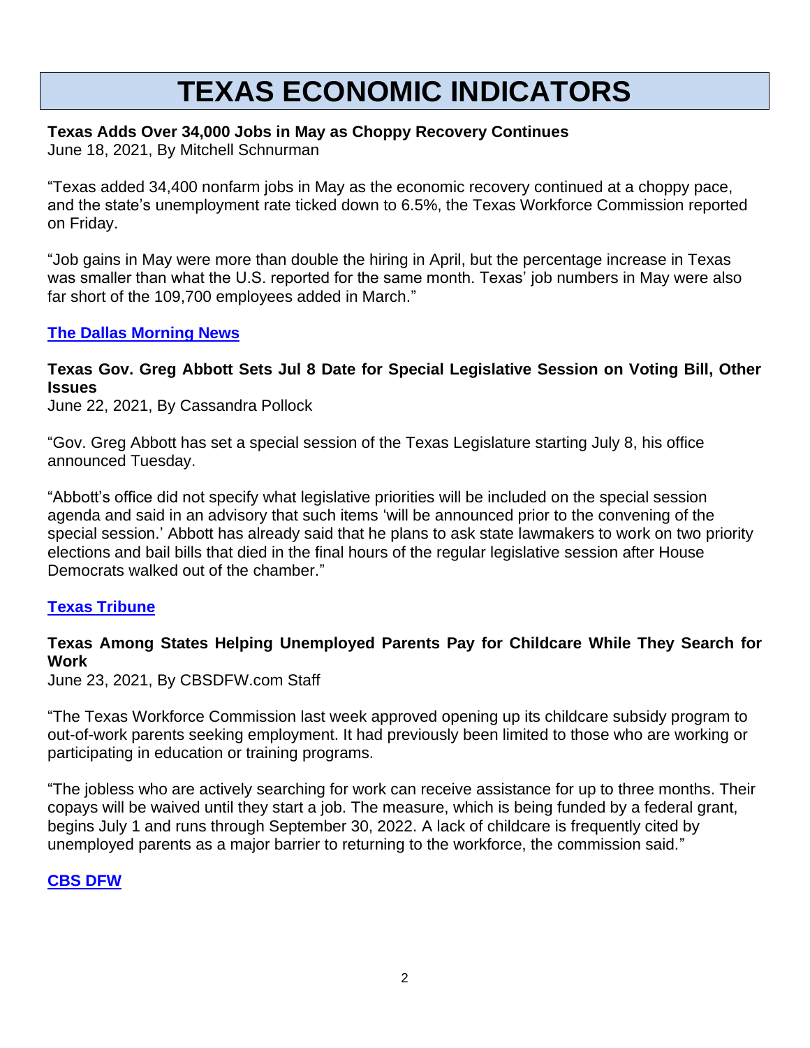# TEXAS ECONOMIC INDICATORS

**Texas Adds Over 34,000 Jobs in May as Choppy Recovery Continues**
June 18, 2021, By Mitchell Schnurman

"Texas added 34,400 nonfarm jobs in May as the economic recovery continued at a choppy pace, and the state's unemployment rate ticked down to 6.5%, the Texas Workforce Commission reported on Friday.

"Job gains in May were more than double the hiring in April, but the percentage increase in Texas was smaller than what the U.S. reported for the same month. Texas' job numbers in May were also far short of the 109,700 employees added in March."

**The Dallas Morning News**

**Texas Gov. Greg Abbott Sets Jul 8 Date for Special Legislative Session on Voting Bill, Other Issues**
June 22, 2021, By Cassandra Pollock

"Gov. Greg Abbott has set a special session of the Texas Legislature starting July 8, his office announced Tuesday.

"Abbott's office did not specify what legislative priorities will be included on the special session agenda and said in an advisory that such items 'will be announced prior to the convening of the special session.' Abbott has already said that he plans to ask state lawmakers to work on two priority elections and bail bills that died in the final hours of the regular legislative session after House Democrats walked out of the chamber."

**Texas Tribune**

**Texas Among States Helping Unemployed Parents Pay for Childcare While They Search for Work**
June 23, 2021, By CBSDFW.com Staff

"The Texas Workforce Commission last week approved opening up its childcare subsidy program to out-of-work parents seeking employment. It had previously been limited to those who are working or participating in education or training programs.

"The jobless who are actively searching for work can receive assistance for up to three months. Their copays will be waived until they start a job. The measure, which is being funded by a federal grant, begins July 1 and runs through September 30, 2022. A lack of childcare is frequently cited by unemployed parents as a major barrier to returning to the workforce, the commission said."

**CBS DFW**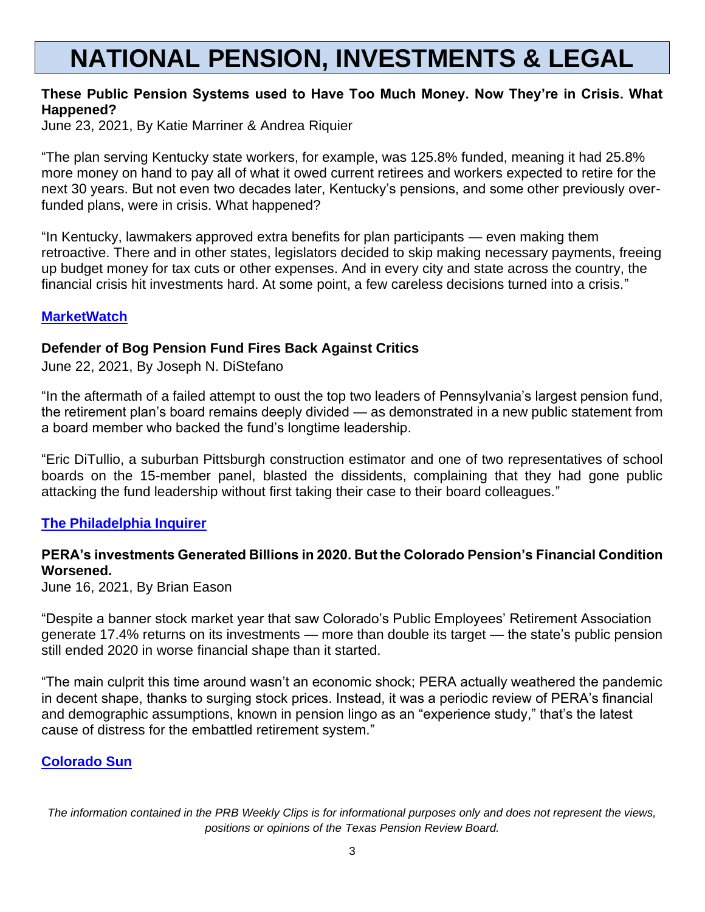# NATIONAL PENSION, INVESTMENTS & LEGAL

**These Public Pension Systems used to Have Too Much Money. Now They're in Crisis. What Happened?**

June 23, 2021, By Katie Marriner & Andrea Riquier

"The plan serving Kentucky state workers, for example, was 125.8% funded, meaning it had 25.8% more money on hand to pay all of what it owed current retirees and workers expected to retire for the next 30 years. But not even two decades later, Kentucky's pensions, and some other previously over-funded plans, were in crisis. What happened?

"In Kentucky, lawmakers approved extra benefits for plan participants — even making them retroactive. There and in other states, legislators decided to skip making necessary payments, freeing up budget money for tax cuts or other expenses. And in every city and state across the country, the financial crisis hit investments hard. At some point, a few careless decisions turned into a crisis."

**MarketWatch**

**Defender of Bog Pension Fund Fires Back Against Critics**

June 22, 2021, By Joseph N. DiStefano

"In the aftermath of a failed attempt to oust the top two leaders of Pennsylvania's largest pension fund, the retirement plan's board remains deeply divided — as demonstrated in a new public statement from a board member who backed the fund's longtime leadership.

"Eric DiTullio, a suburban Pittsburgh construction estimator and one of two representatives of school boards on the 15-member panel, blasted the dissidents, complaining that they had gone public attacking the fund leadership without first taking their case to their board colleagues."

**The Philadelphia Inquirer**

**PERA's investments Generated Billions in 2020. But the Colorado Pension's Financial Condition Worsened.**

June 16, 2021, By Brian Eason

"Despite a banner stock market year that saw Colorado's Public Employees' Retirement Association generate 17.4% returns on its investments — more than double its target — the state's public pension still ended 2020 in worse financial shape than it started.

"The main culprit this time around wasn't an economic shock; PERA actually weathered the pandemic in decent shape, thanks to surging stock prices. Instead, it was a periodic review of PERA's financial and demographic assumptions, known in pension lingo as an "experience study," that's the latest cause of distress for the embattled retirement system."

**Colorado Sun**

*The information contained in the PRB Weekly Clips is for informational purposes only and does not represent the views, positions or opinions of the Texas Pension Review Board.*